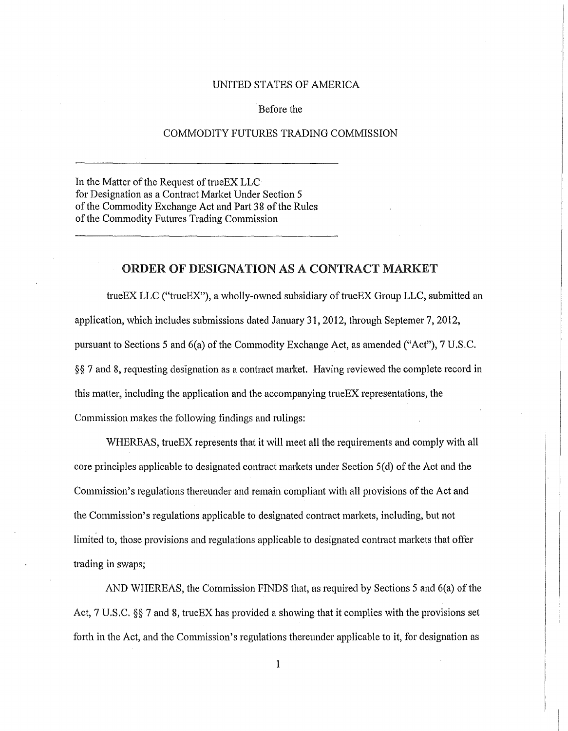UNITED STATES OF AMERICA

Before the

COMMODITY FUTURES TRADING COMMISSION

---

In the Matter of the Request of trueEX LLC for Designation as a Contract Market Under Section 5 of the Commodity Exchange Act and Part 38 of the Rules of the Commodity Futures Trading Commission

---

## ORDER OF DESIGNATION AS A CONTRACT MARKET

trueEX LLC ("trueEX"), a wholly-owned subsidiary of trueEX Group LLC, submitted an application, which includes submissions dated January 31, 2012, through Septemer 7, 2012, pursuant to Sections 5 and 6(a) of the Commodity Exchange Act, as amended ("Act"), 7 U.S.C. §§ 7 and 8, requesting designation as a contract market. Having reviewed the complete record in this matter, including the application and the accompanying trueEX representations, the Commission makes the following findings and rulings:

WHEREAS, trueEX represents that it will meet all the requirements and comply with all core principles applicable to designated contract markets under Section 5(d) of the Act and the Commission's regulations thereunder and remain compliant with all provisions of the Act and the Commission's regulations applicable to designated contract markets, including, but not limited to, those provisions and regulations applicable to designated contract markets that offer trading in swaps;

AND WHEREAS, the Commission FINDS that, as required by Sections 5 and 6(a) of the Act, 7 U.S.C. §§ 7 and 8, trueEX has provided a showing that it complies with the provisions set forth in the Act, and the Commission's regulations thereunder applicable to it, for designation as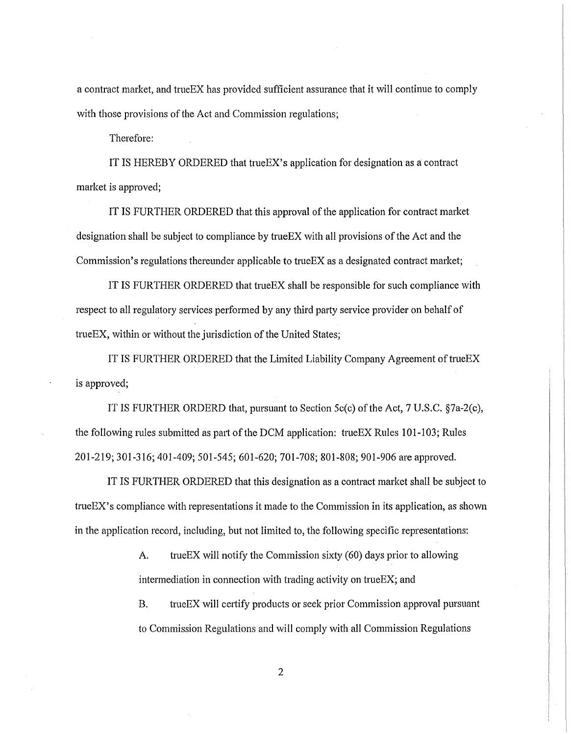a contract market, and trueEX has provided sufficient assurance that it will continue to comply with those provisions of the Act and Commission regulations;

Therefore:

IT IS HEREBY ORDERED that trueEX's application for designation as a contract market is approved;

IT IS FURTHER ORDERED that this approval of the application for contract market designation shall be subject to compliance by trueEX with all provisions of the Act and the Commission's regulations thereunder applicable to trueEX as a designated contract market;

IT IS FURTHER ORDERED that trueEX shall be responsible for such compliance with respect to all regulatory services performed by any third party service provider on behalf of trueEX, within or without the jurisdiction of the United States;

IT IS FURTHER ORDERED that the Limited Liability Company Agreement of trueEX is approved;

IT IS FURTHER ORDERD that, pursuant to Section 5c(c) of the Act, 7 U.S.C. §7a-2(c), the following rules submitted as part of the DCM application: trueEX Rules 101-103; Rules 201-219; 301-316; 401-409; 501-545; 601-620; 701-708; 801-808; 901-906 are approved.

IT IS FURTHER ORDERED that this designation as a contract market shall be subject to trueEX's compliance with representations it made to the Commission in its application, as shown in the application record, including, but not limited to, the following specific representations:

A. trueEX will notify the Commission sixty (60) days prior to allowing intermediation in connection with trading activity on trueEX; and

B. trueEX will certify products or seek prior Commission approval pursuant to Commission Regulations and will comply with all Commission Regulations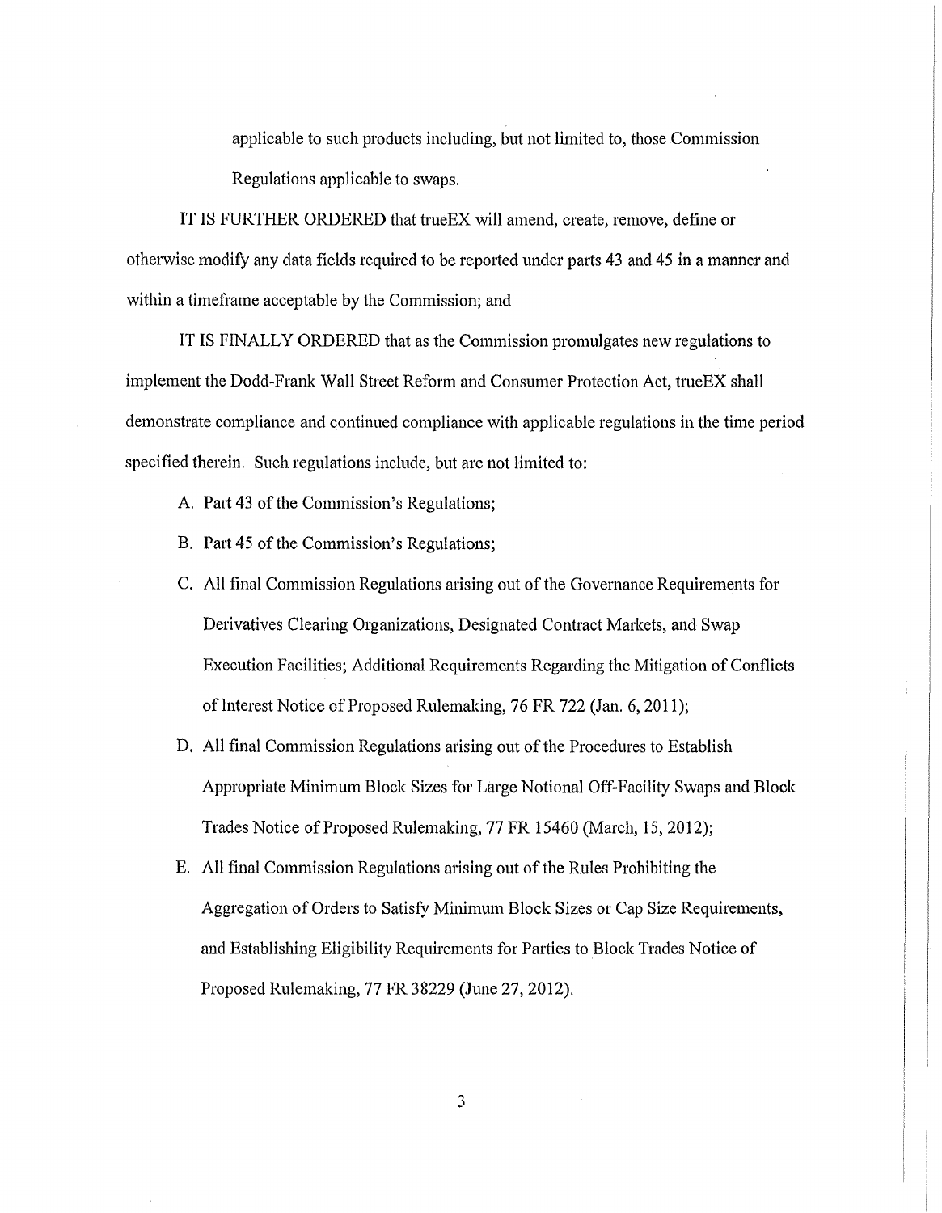applicable to such products including, but not limited to, those Commission Regulations applicable to swaps.

IT IS FURTHER ORDERED that trueEX will amend, create, remove, define or otherwise modify any data fields required to be reported under parts 43 and 45 in a manner and within a timeframe acceptable by the Commission; and

IT IS FINALLY ORDERED that as the Commission promulgates new regulations to implement the Dodd-Frank Wall Street Reform and Consumer Protection Act, trueEX shall demonstrate compliance and continued compliance with applicable regulations in the time period specified therein. Such regulations include, but are not limited to:

A. Part 43 of the Commission's Regulations;

B. Part 45 of the Commission's Regulations;

C. All final Commission Regulations arising out of the Governance Requirements for Derivatives Clearing Organizations, Designated Contract Markets, and Swap Execution Facilities; Additional Requirements Regarding the Mitigation of Conflicts of Interest Notice of Proposed Rulemaking, 76 FR 722 (Jan. 6, 2011);

D. All final Commission Regulations arising out of the Procedures to Establish Appropriate Minimum Block Sizes for Large Notional Off-Facility Swaps and Block Trades Notice of Proposed Rulemaking, 77 FR 15460 (March, 15, 2012);

E. All final Commission Regulations arising out of the Rules Prohibiting the Aggregation of Orders to Satisfy Minimum Block Sizes or Cap Size Requirements, and Establishing Eligibility Requirements for Parties to Block Trades Notice of Proposed Rulemaking, 77 FR 38229 (June 27, 2012).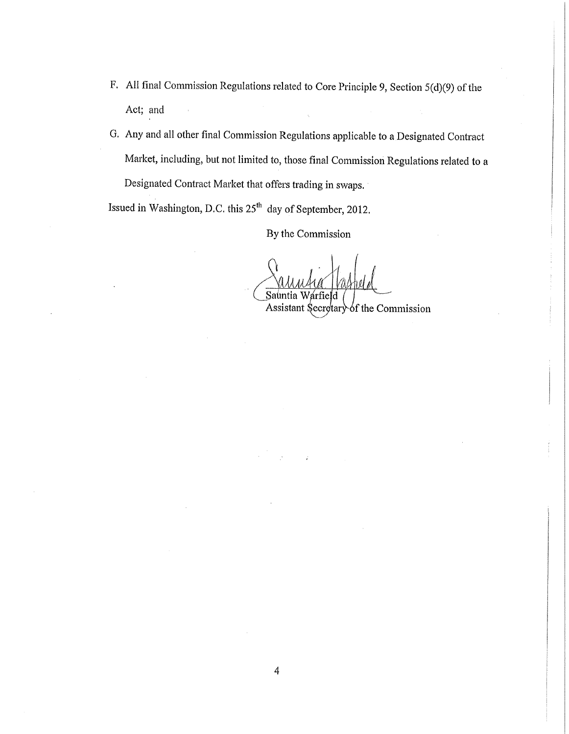F. All final Commission Regulations related to Core Principle 9, Section 5(d)(9) of the Act; and

G. Any and all other final Commission Regulations applicable to a Designated Contract Market, including, but not limited to, those final Commission Regulations related to a Designated Contract Market that offers trading in swaps.

Issued in Washington, D.C. this 25th day of September, 2012.

By the Commission

Sauntia Warfield
Assistant Secretary of the Commission